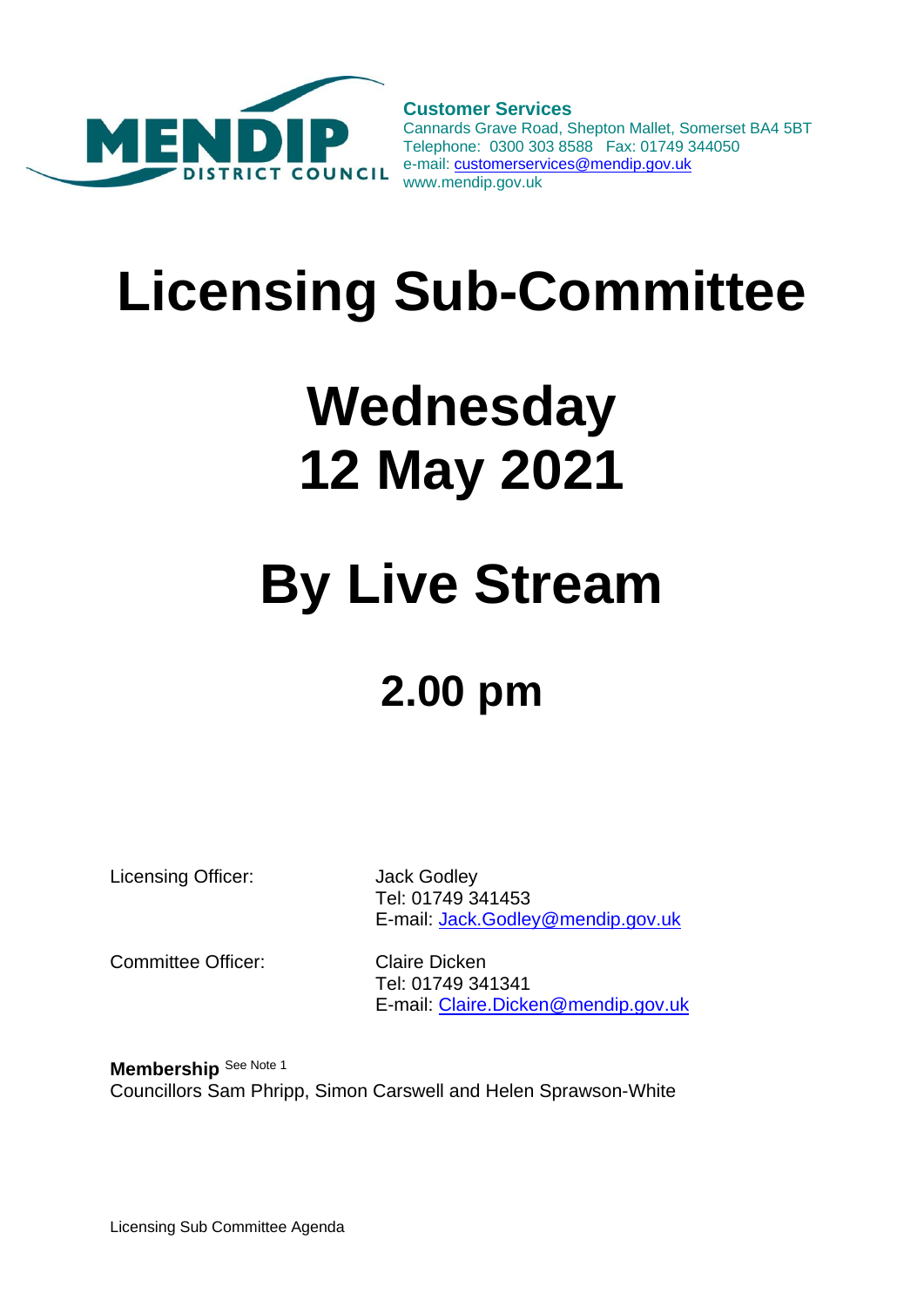MENDIP DISTRICT COUNCIL

**Customer Services**
Cannards Grave Road, Shepton Mallet, Somerset BA4 5BT
Telephone: 0300 303 8588 Fax: 01749 344050
e-mail: customerservices@mendip.gov.uk
www.mendip.gov.uk

# Licensing Sub-Committee

# Wednesday 12 May 2021

# By Live Stream

## 2.00 pm

Licensing Officer: Jack Godley
Tel: 01749 341453
E-mail: Jack.Godley@mendip.gov.uk

Committee Officer: Claire Dicken
Tel: 01749 341341
E-mail: Claire.Dicken@mendip.gov.uk

**Membership** See Note 1
Councillors Sam Phripp, Simon Carswell and Helen Sprawson-White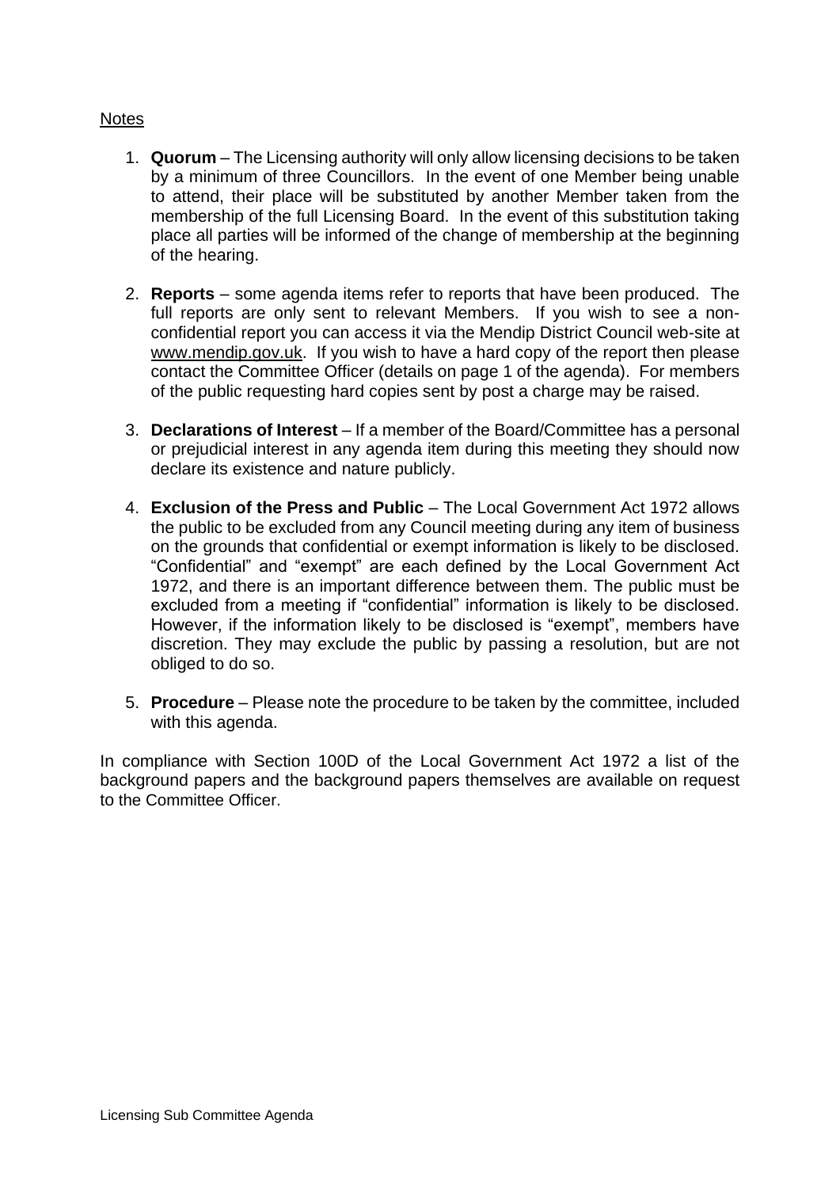Notes

1. **Quorum** – The Licensing authority will only allow licensing decisions to be taken by a minimum of three Councillors. In the event of one Member being unable to attend, their place will be substituted by another Member taken from the membership of the full Licensing Board. In the event of this substitution taking place all parties will be informed of the change of membership at the beginning of the hearing.

2. **Reports** – some agenda items refer to reports that have been produced. The full reports are only sent to relevant Members. If you wish to see a non-confidential report you can access it via the Mendip District Council web-site at www.mendip.gov.uk. If you wish to have a hard copy of the report then please contact the Committee Officer (details on page 1 of the agenda). For members of the public requesting hard copies sent by post a charge may be raised.

3. **Declarations of Interest** – If a member of the Board/Committee has a personal or prejudicial interest in any agenda item during this meeting they should now declare its existence and nature publicly.

4. **Exclusion of the Press and Public** – The Local Government Act 1972 allows the public to be excluded from any Council meeting during any item of business on the grounds that confidential or exempt information is likely to be disclosed. "Confidential" and "exempt" are each defined by the Local Government Act 1972, and there is an important difference between them. The public must be excluded from a meeting if "confidential" information is likely to be disclosed. However, if the information likely to be disclosed is "exempt", members have discretion. They may exclude the public by passing a resolution, but are not obliged to do so.

5. **Procedure** – Please note the procedure to be taken by the committee, included with this agenda.

In compliance with Section 100D of the Local Government Act 1972 a list of the background papers and the background papers themselves are available on request to the Committee Officer.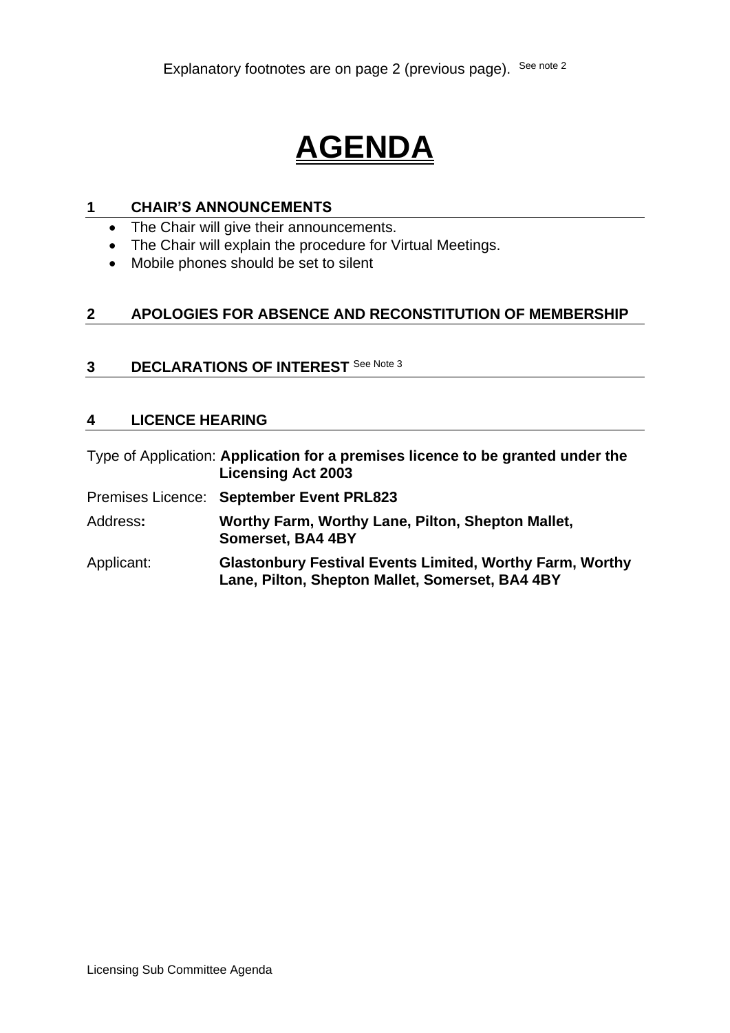Explanatory footnotes are on page 2 (previous page). See note 2

# AGENDA

## 1 CHAIR'S ANNOUNCEMENTS

- The Chair will give their announcements.
- The Chair will explain the procedure for Virtual Meetings.
- Mobile phones should be set to silent

## 2 APOLOGIES FOR ABSENCE AND RECONSTITUTION OF MEMBERSHIP

## 3 DECLARATIONS OF INTEREST See Note 3

## 4 LICENCE HEARING

| | |
|---|---|
| Type of Application: | **Application for a premises licence to be granted under the Licensing Act 2003** |
| Premises Licence: | **September Event PRL823** |
| Address**:** | **Worthy Farm, Worthy Lane, Pilton, Shepton Mallet, Somerset, BA4 4BY** |
| Applicant: | **Glastonbury Festival Events Limited, Worthy Farm, Worthy Lane, Pilton, Shepton Mallet, Somerset, BA4 4BY** |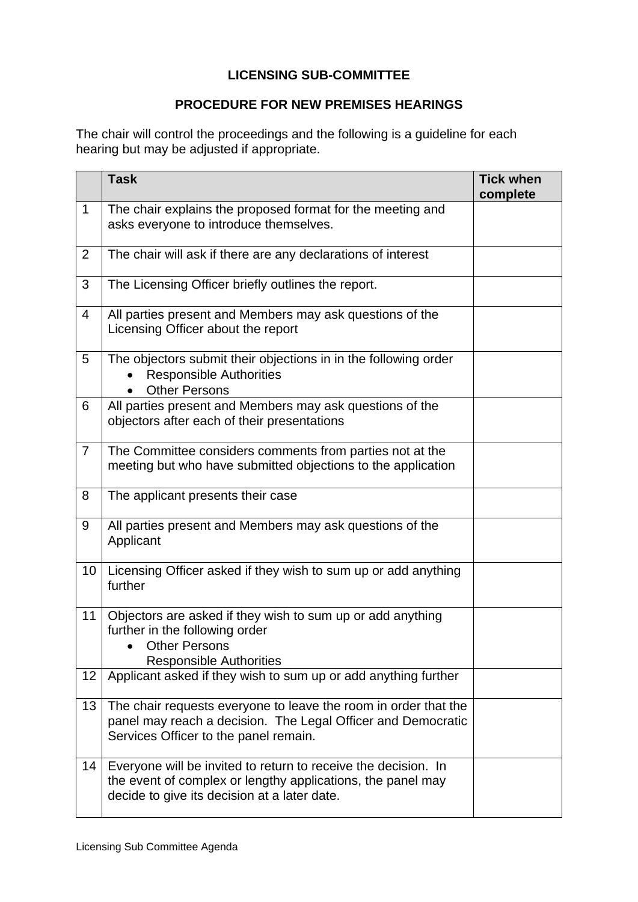**LICENSING SUB-COMMITTEE**

**PROCEDURE FOR NEW PREMISES HEARINGS**

The chair will control the proceedings and the following is a guideline for each hearing but may be adjusted if appropriate.

| | Task | Tick when complete |
|---|---|---|
| 1 | The chair explains the proposed format for the meeting and asks everyone to introduce themselves. | |
| 2 | The chair will ask if there are any declarations of interest | |
| 3 | The Licensing Officer briefly outlines the report. | |
| 4 | All parties present and Members may ask questions of the Licensing Officer about the report | |
| 5 | The objectors submit their objections in in the following order<br>• Responsible Authorities<br>• Other Persons | |
| 6 | All parties present and Members may ask questions of the objectors after each of their presentations | |
| 7 | The Committee considers comments from parties not at the meeting but who have submitted objections to the application | |
| 8 | The applicant presents their case | |
| 9 | All parties present and Members may ask questions of the Applicant | |
| 10 | Licensing Officer asked if they wish to sum up or add anything further | |
| 11 | Objectors are asked if they wish to sum up or add anything further in the following order<br>• Other Persons<br>Responsible Authorities | |
| 12 | Applicant asked if they wish to sum up or add anything further | |
| 13 | The chair requests everyone to leave the room in order that the panel may reach a decision. The Legal Officer and Democratic Services Officer to the panel remain. | |
| 14 | Everyone will be invited to return to receive the decision. In the event of complex or lengthy applications, the panel may decide to give its decision at a later date. | |